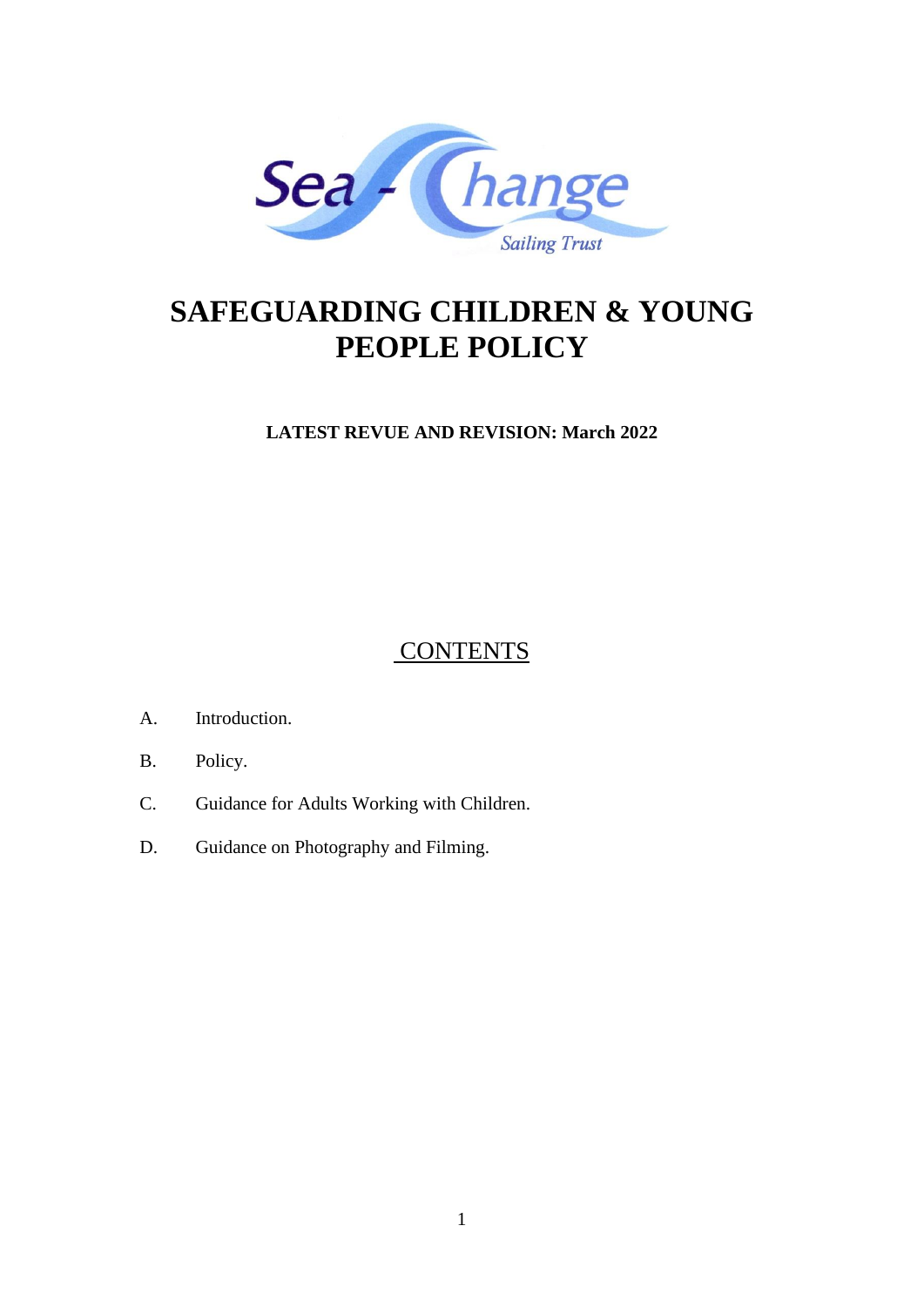# SAFEGUARDING CHILDREN & YOUNG PEOPLE POLICY

**LATEST REVUE AND REVISION: March 2022**

## CONTENTS

A. Introduction.

B. Policy.

C. Guidance for Adults Working with Children.

D. Guidance on Photography and Filming.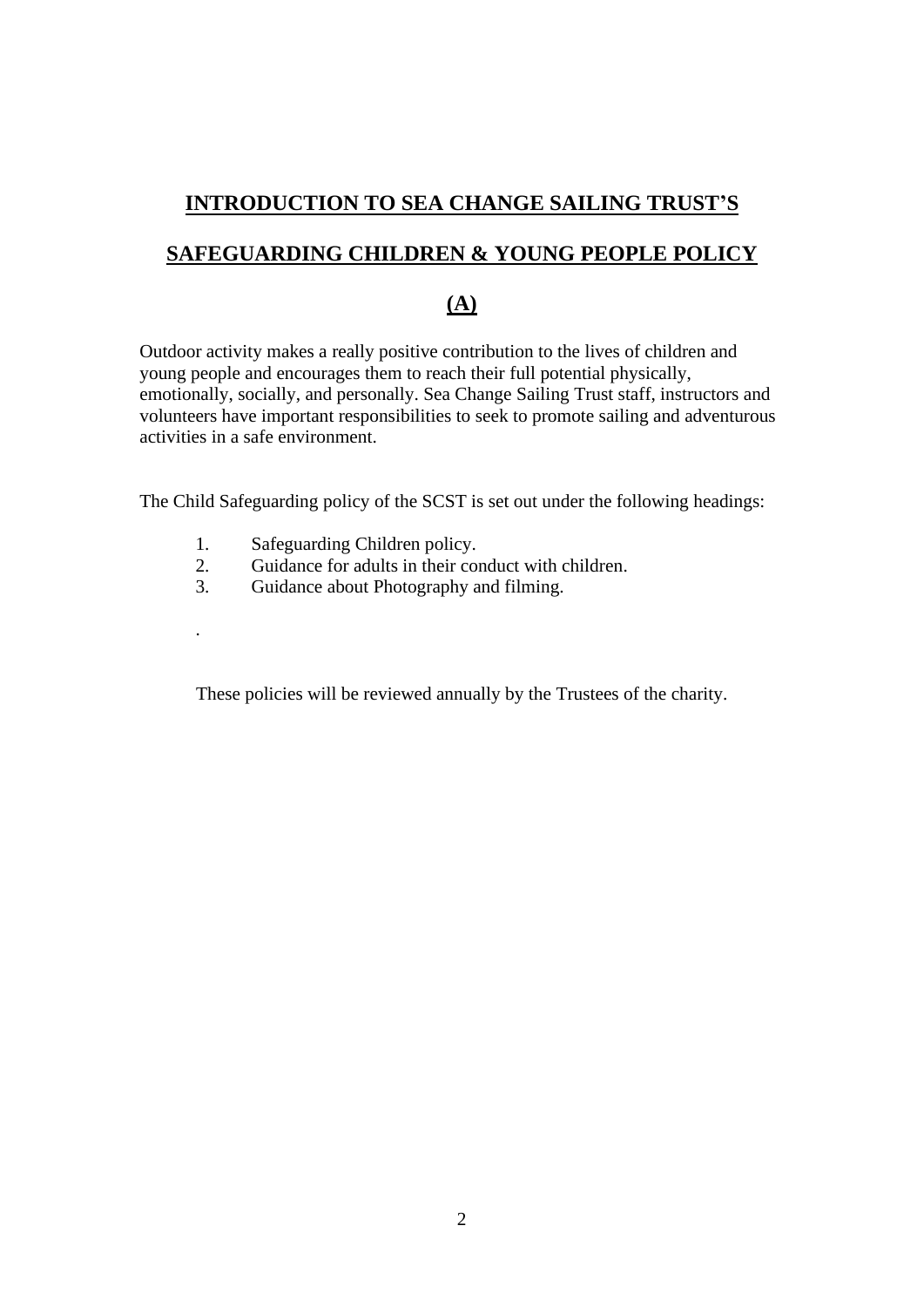# INTRODUCTION TO SEA CHANGE SAILING TRUST'S

# SAFEGUARDING CHILDREN & YOUNG PEOPLE POLICY

# (A)

Outdoor activity makes a really positive contribution to the lives of children and young people and encourages them to reach their full potential physically, emotionally, socially, and personally. Sea Change Sailing Trust staff, instructors and volunteers have important responsibilities to seek to promote sailing and adventurous activities in a safe environment.

The Child Safeguarding policy of the SCST is set out under the following headings:

1. Safeguarding Children policy.
2. Guidance for adults in their conduct with children.
3. Guidance about Photography and filming.

.

These policies will be reviewed annually by the Trustees of the charity.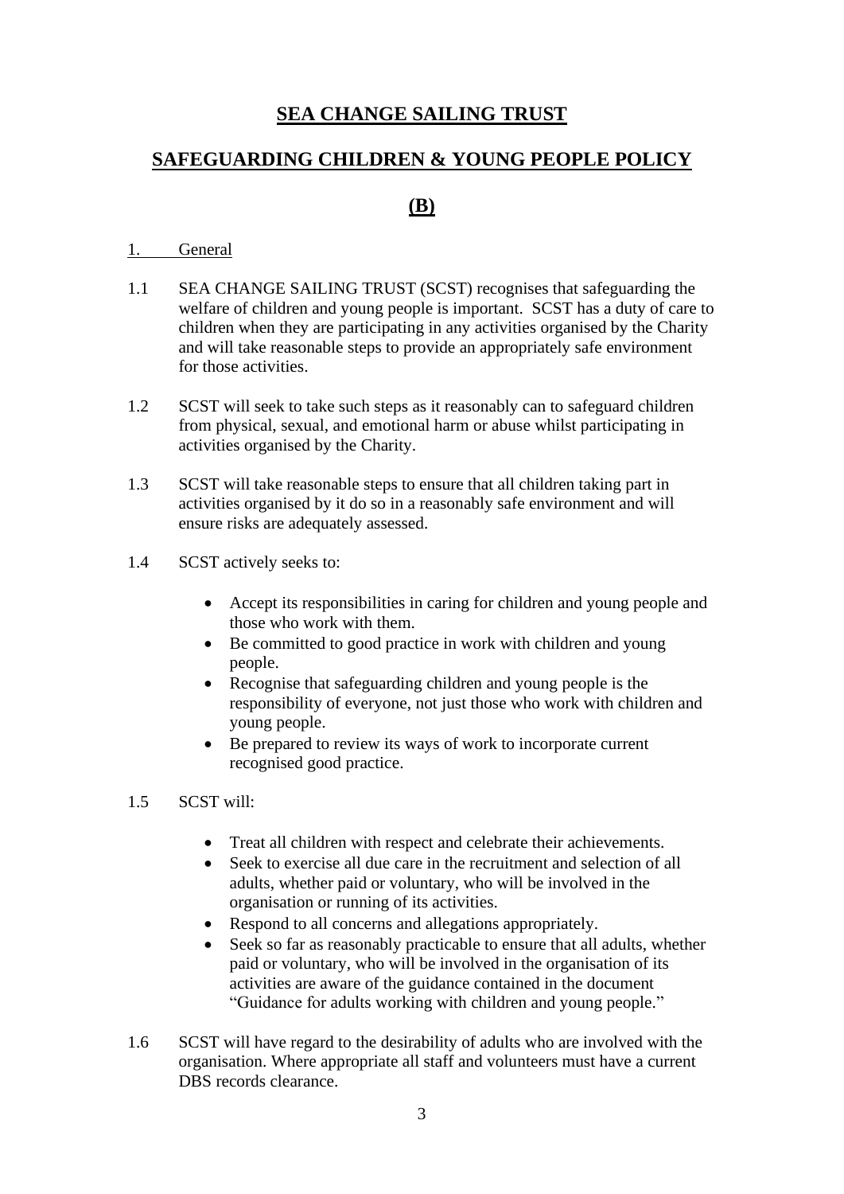# SEA CHANGE SAILING TRUST

## SAFEGUARDING CHILDREN & YOUNG PEOPLE POLICY

## (B)

1. General

1.1 SEA CHANGE SAILING TRUST (SCST) recognises that safeguarding the welfare of children and young people is important. SCST has a duty of care to children when they are participating in any activities organised by the Charity and will take reasonable steps to provide an appropriately safe environment for those activities.

1.2 SCST will seek to take such steps as it reasonably can to safeguard children from physical, sexual, and emotional harm or abuse whilst participating in activities organised by the Charity.

1.3 SCST will take reasonable steps to ensure that all children taking part in activities organised by it do so in a reasonably safe environment and will ensure risks are adequately assessed.

1.4 SCST actively seeks to:

- Accept its responsibilities in caring for children and young people and those who work with them.
- Be committed to good practice in work with children and young people.
- Recognise that safeguarding children and young people is the responsibility of everyone, not just those who work with children and young people.
- Be prepared to review its ways of work to incorporate current recognised good practice.

1.5 SCST will:

- Treat all children with respect and celebrate their achievements.
- Seek to exercise all due care in the recruitment and selection of all adults, whether paid or voluntary, who will be involved in the organisation or running of its activities.
- Respond to all concerns and allegations appropriately.
- Seek so far as reasonably practicable to ensure that all adults, whether paid or voluntary, who will be involved in the organisation of its activities are aware of the guidance contained in the document "Guidance for adults working with children and young people."

1.6 SCST will have regard to the desirability of adults who are involved with the organisation. Where appropriate all staff and volunteers must have a current DBS records clearance.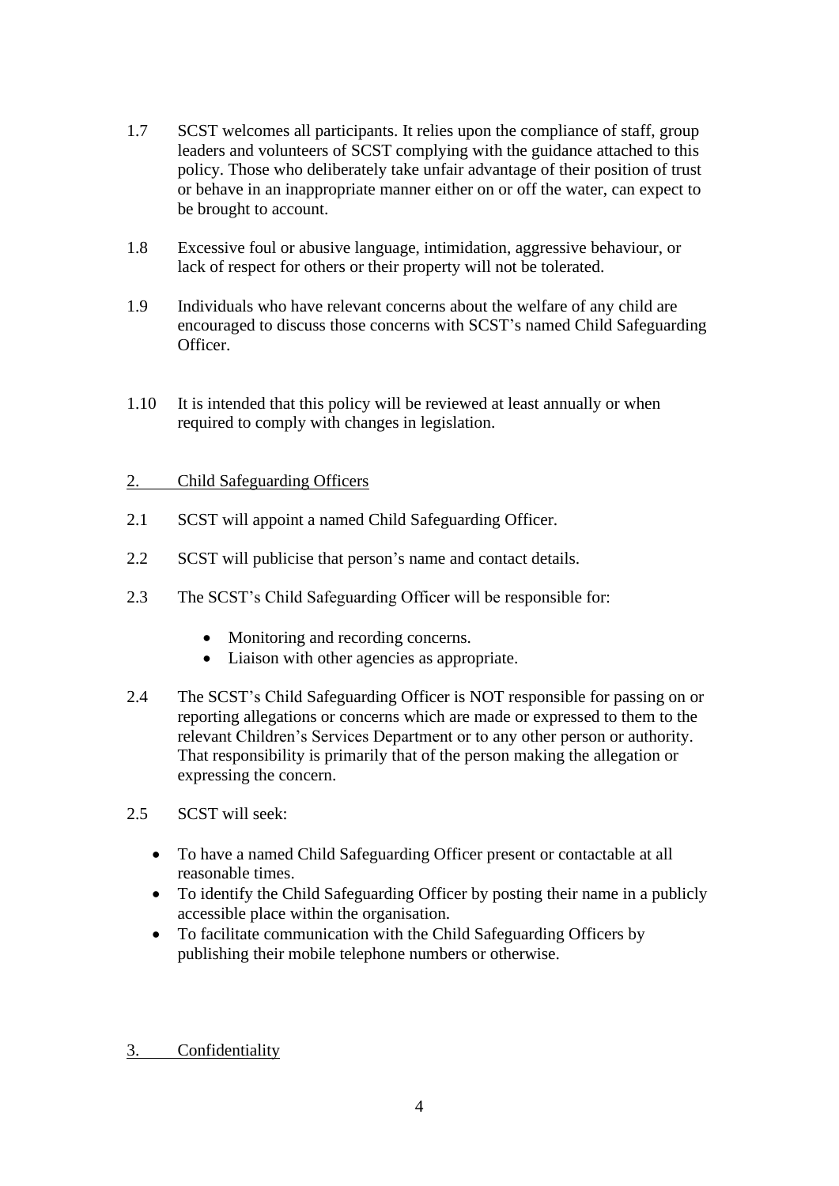1.7 SCST welcomes all participants. It relies upon the compliance of staff, group leaders and volunteers of SCST complying with the guidance attached to this policy. Those who deliberately take unfair advantage of their position of trust or behave in an inappropriate manner either on or off the water, can expect to be brought to account.

1.8 Excessive foul or abusive language, intimidation, aggressive behaviour, or lack of respect for others or their property will not be tolerated.

1.9 Individuals who have relevant concerns about the welfare of any child are encouraged to discuss those concerns with SCST's named Child Safeguarding Officer.

1.10 It is intended that this policy will be reviewed at least annually or when required to comply with changes in legislation.

## 2. Child Safeguarding Officers

2.1 SCST will appoint a named Child Safeguarding Officer.

2.2 SCST will publicise that person's name and contact details.

2.3 The SCST's Child Safeguarding Officer will be responsible for:

- Monitoring and recording concerns.
- Liaison with other agencies as appropriate.

2.4 The SCST's Child Safeguarding Officer is NOT responsible for passing on or reporting allegations or concerns which are made or expressed to them to the relevant Children's Services Department or to any other person or authority. That responsibility is primarily that of the person making the allegation or expressing the concern.

2.5 SCST will seek:

- To have a named Child Safeguarding Officer present or contactable at all reasonable times.
- To identify the Child Safeguarding Officer by posting their name in a publicly accessible place within the organisation.
- To facilitate communication with the Child Safeguarding Officers by publishing their mobile telephone numbers or otherwise.

## 3. Confidentiality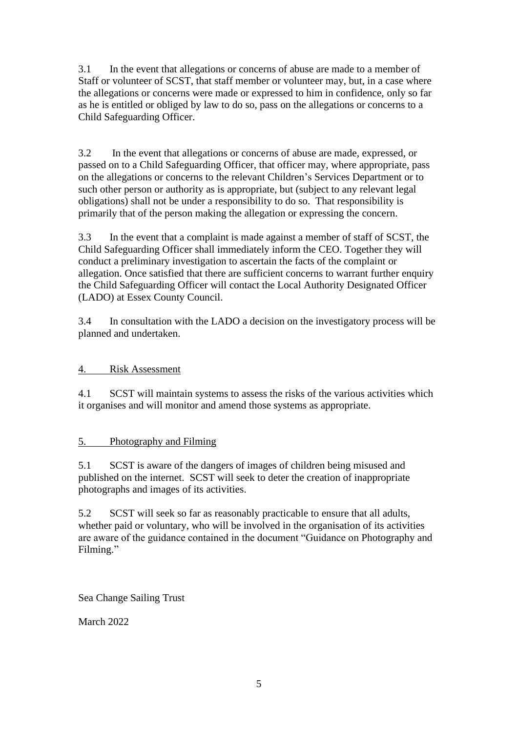3.1 In the event that allegations or concerns of abuse are made to a member of Staff or volunteer of SCST, that staff member or volunteer may, but, in a case where the allegations or concerns were made or expressed to him in confidence, only so far as he is entitled or obliged by law to do so, pass on the allegations or concerns to a Child Safeguarding Officer.

3.2 In the event that allegations or concerns of abuse are made, expressed, or passed on to a Child Safeguarding Officer, that officer may, where appropriate, pass on the allegations or concerns to the relevant Children's Services Department or to such other person or authority as is appropriate, but (subject to any relevant legal obligations) shall not be under a responsibility to do so. That responsibility is primarily that of the person making the allegation or expressing the concern.

3.3 In the event that a complaint is made against a member of staff of SCST, the Child Safeguarding Officer shall immediately inform the CEO. Together they will conduct a preliminary investigation to ascertain the facts of the complaint or allegation. Once satisfied that there are sufficient concerns to warrant further enquiry the Child Safeguarding Officer will contact the Local Authority Designated Officer (LADO) at Essex County Council.

3.4 In consultation with the LADO a decision on the investigatory process will be planned and undertaken.

## 4. Risk Assessment

4.1 SCST will maintain systems to assess the risks of the various activities which it organises and will monitor and amend those systems as appropriate.

## 5. Photography and Filming

5.1 SCST is aware of the dangers of images of children being misused and published on the internet. SCST will seek to deter the creation of inappropriate photographs and images of its activities.

5.2 SCST will seek so far as reasonably practicable to ensure that all adults, whether paid or voluntary, who will be involved in the organisation of its activities are aware of the guidance contained in the document "Guidance on Photography and Filming."

Sea Change Sailing Trust

March 2022